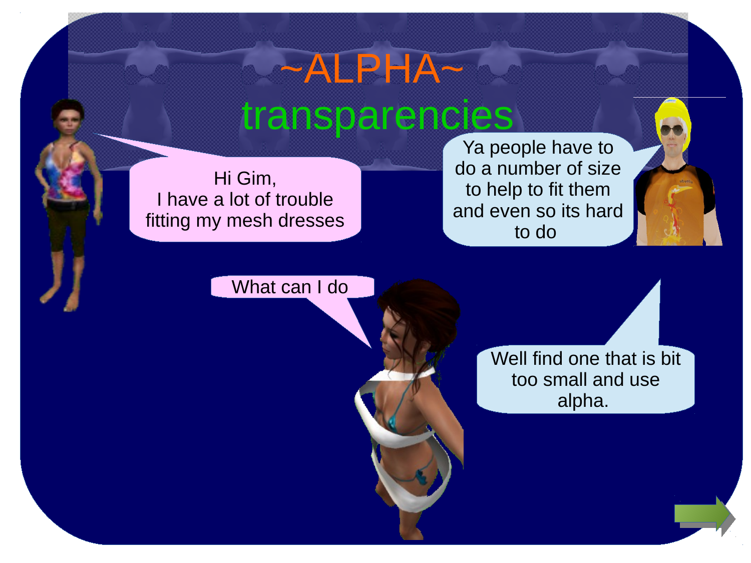# ~ALPHA~

## transparencies

Hi Gim,
I have a lot of trouble fitting my mesh dresses

Ya people have to do a number of size to help to fit them and even so its hard to do

What can I do

Well find one that is bit too small and use alpha.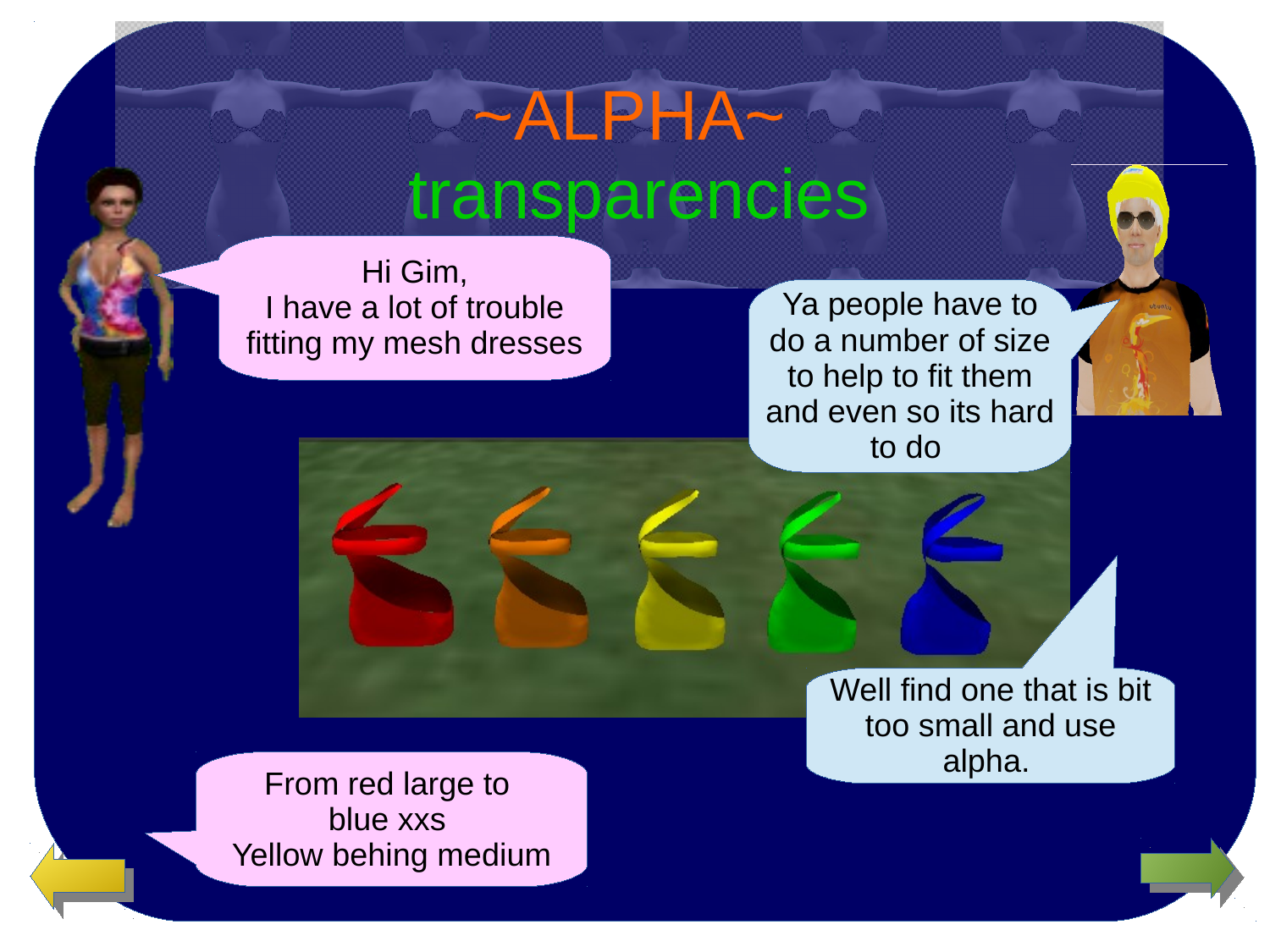# ~ALPHA~

## transparencies

Hi Gim,
I have a lot of trouble fitting my mesh dresses

Ya people have to do a number of size to help to fit them and even so its hard to do

Well find one that is bit too small and use alpha.

From red large to blue xxs
Yellow behing medium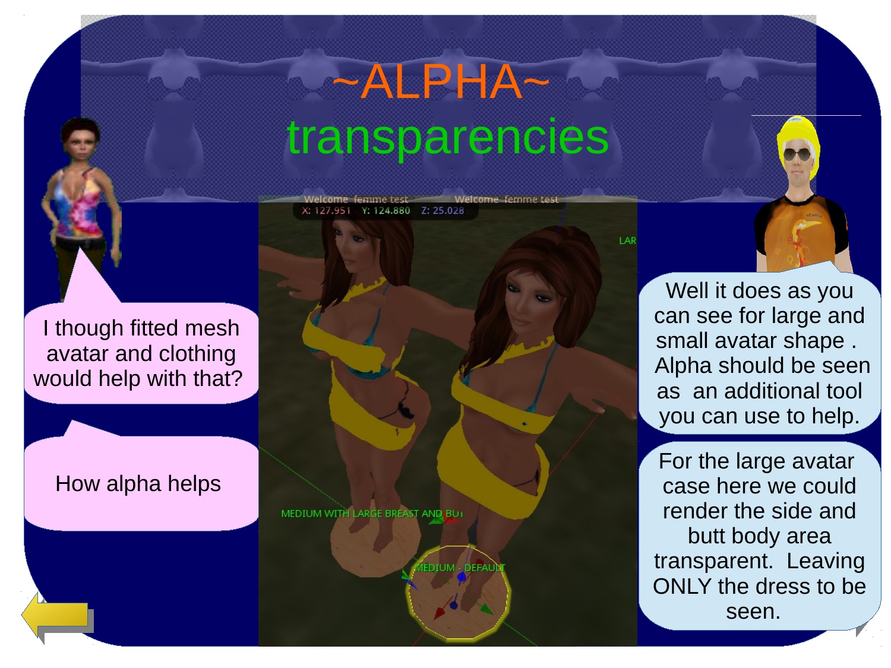# ~ALPHA~ transparencies

I though fitted mesh avatar and clothing would help with that?

How alpha helps

Well it does as you can see for large and small avatar shape . Alpha should be seen as an additional tool you can use to help.

For the large avatar case here we could render the side and butt body area transparent. Leaving ONLY the dress to be seen.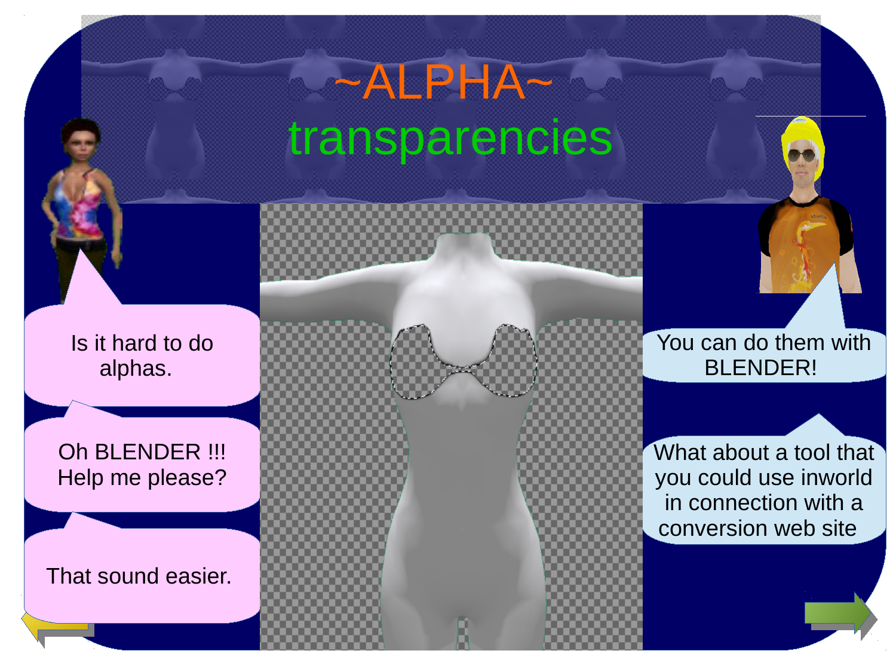# ~ALPHA~ transparencies

Is it hard to do alphas.

You can do them with BLENDER!

Oh BLENDER !!! Help me please?

What about a tool that you could use inworld in connection with a conversion web site

That sound easier.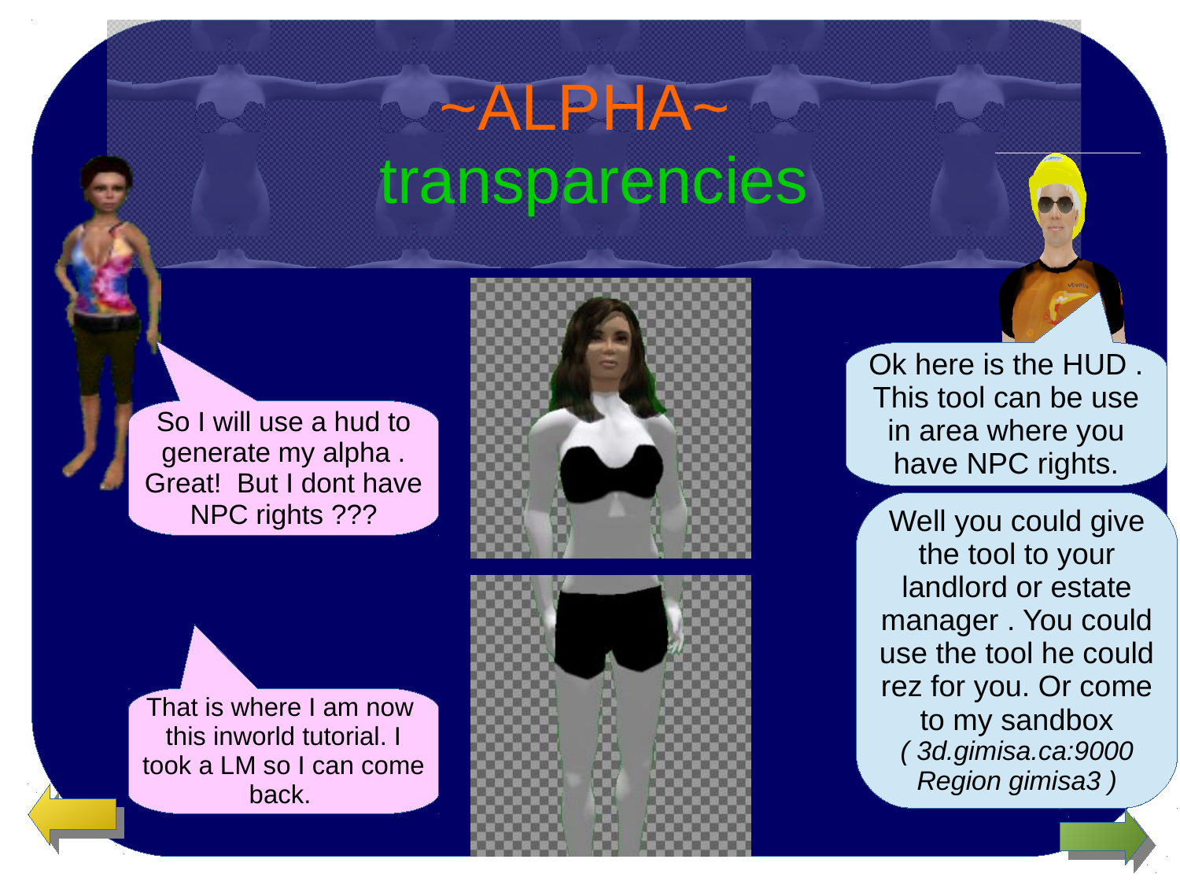# ~ALPHA~ transparencies

So I will use a hud to generate my alpha . Great! But I dont have NPC rights ???

Ok here is the HUD . This tool can be use in area where you have NPC rights.

Well you could give the tool to your landlord or estate manager . You could use the tool he could rez for you. Or come to my sandbox *( 3d.gimisa.ca:9000 Region gimisa3 )*

That is where I am now this inworld tutorial. I took a LM so I can come back.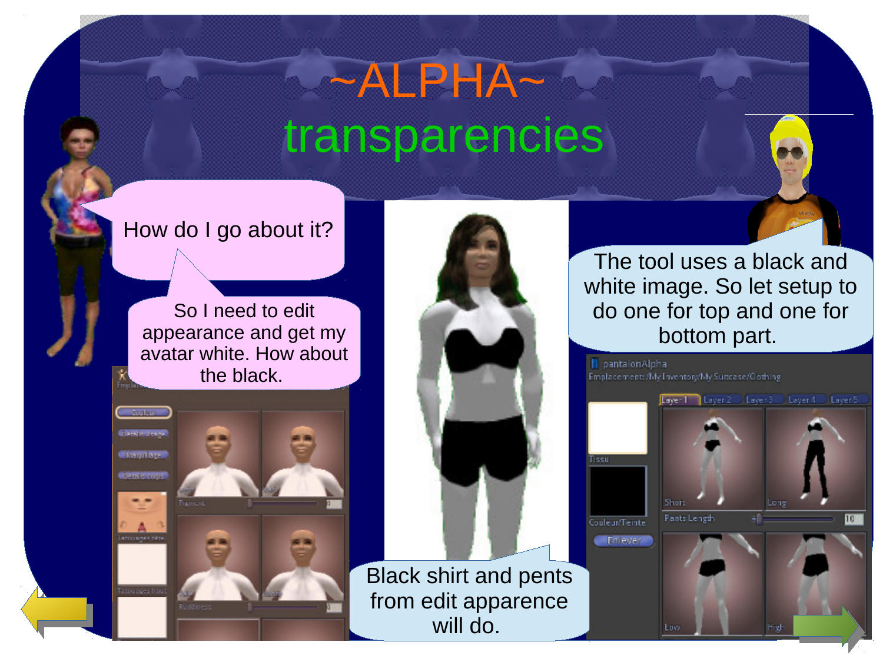# ~ALPHA~ transparencies

How do I go about it?

So I need to edit appearance and get my avatar white. How about the black.

The tool uses a black and white image. So let setup to do one for top and one for bottom part.

Black shirt and pents from edit apparence will do.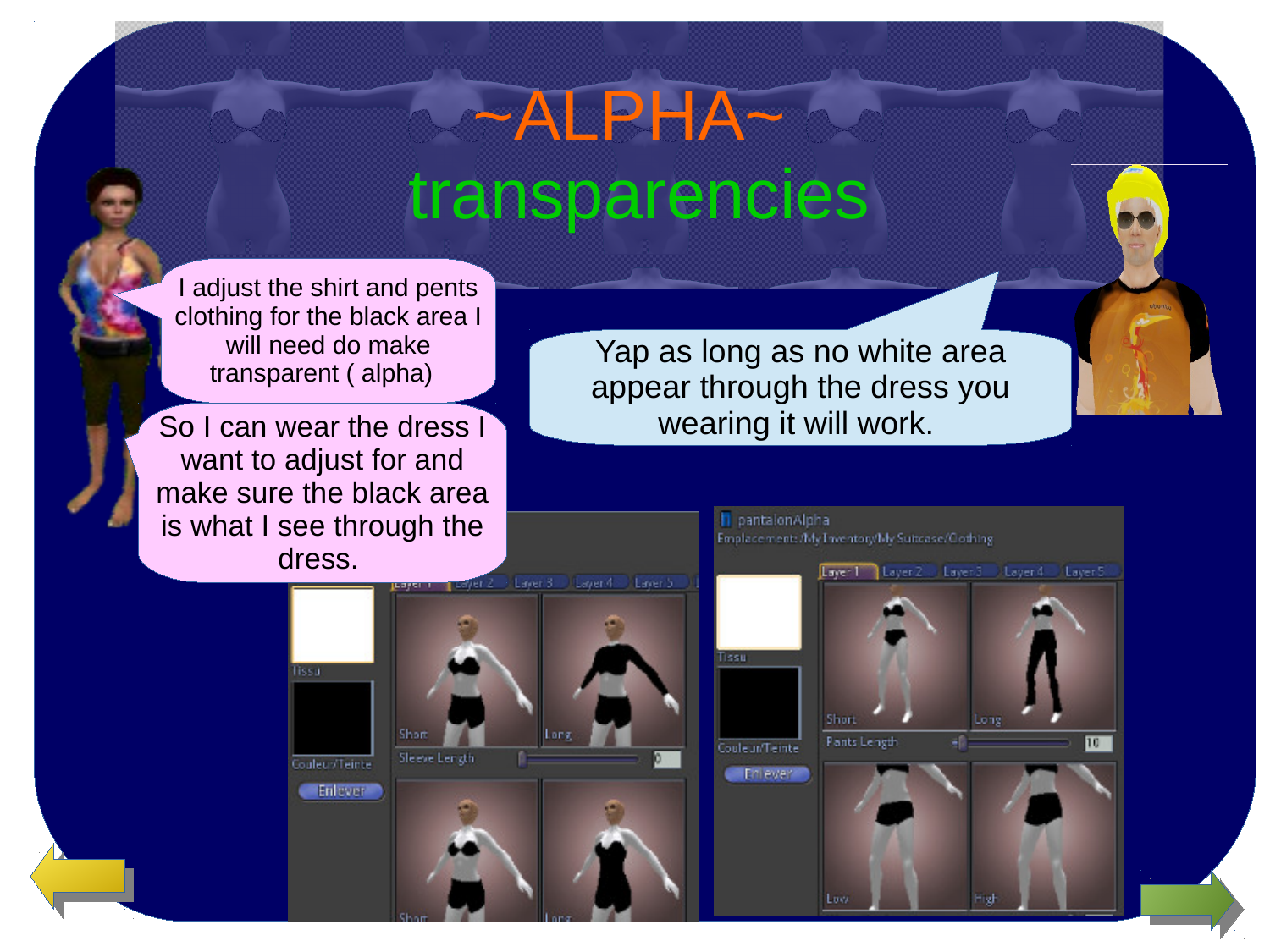# ~ALPHA~

## transparencies

I adjust the shirt and pents clothing for the black area I will need do make transparent ( alpha)

So I can wear the dress I want to adjust for and make sure the black area is what I see through the dress.

Yap as long as no white area appear through the dress you wearing it will work.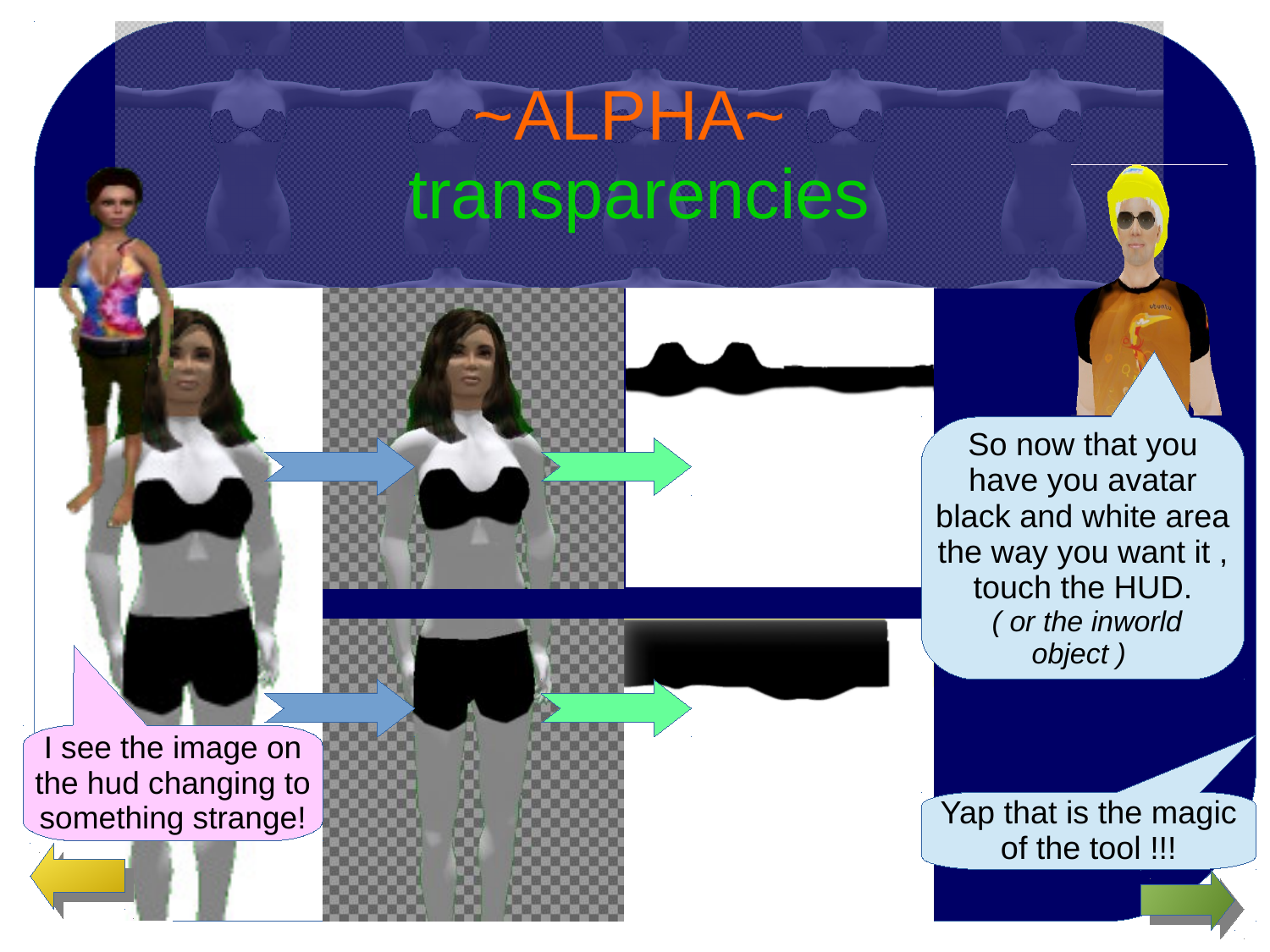# ~ALPHA~

## transparencencies

I see the image on the hud changing to something strange!

So now that you have you avatar black and white area the way you want it , touch the HUD.
*( or the inworld object )*

Yap that is the magic of the tool !!!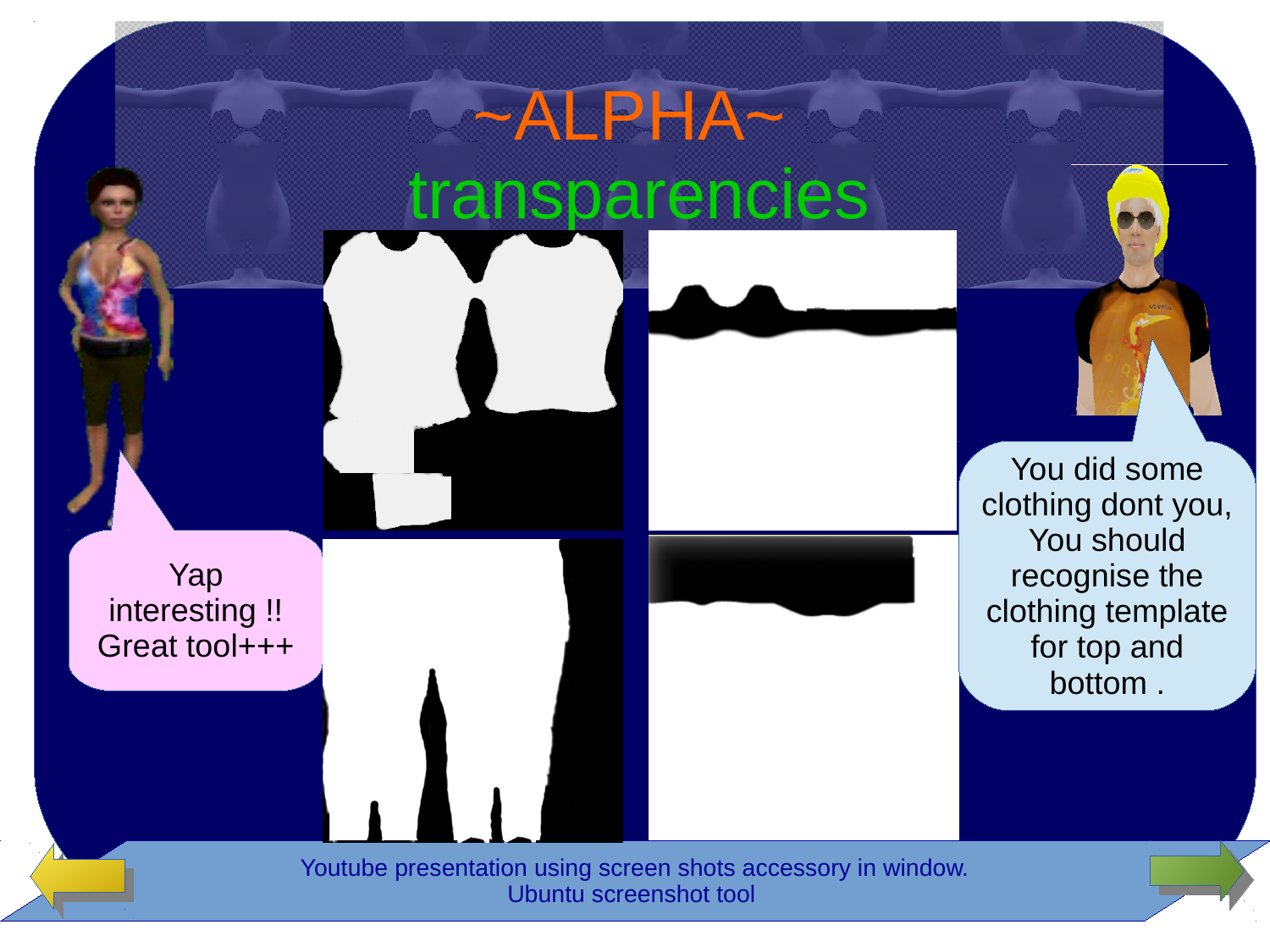# ~ALPHA~
# transparencies

Yap interesting !! Great tool+++

You did some clothing dont you, You should recognise the clothing template for top and bottom .

Youtube presentation using screen shots accessory in window.
Ubuntu screenshot tool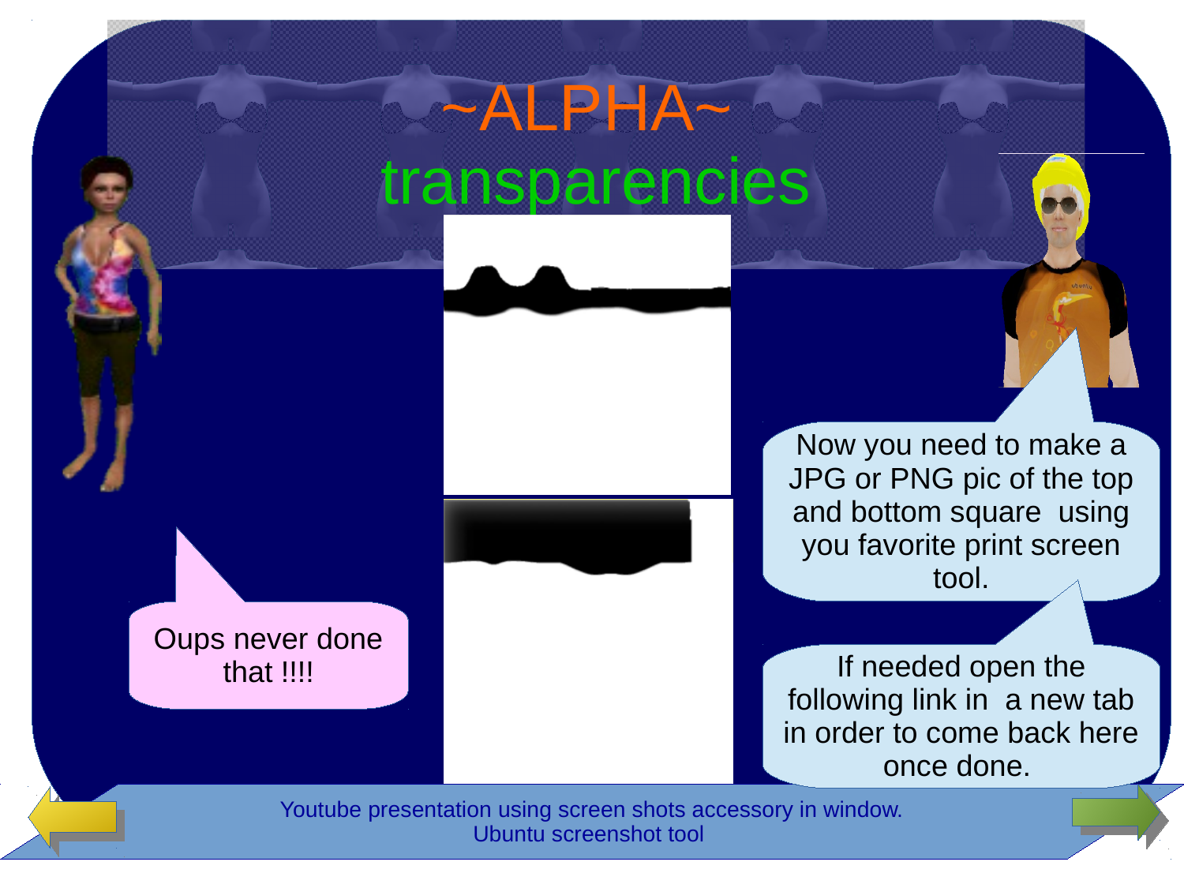# ~ALPHA~ transparencies

Oups never done that !!!!

Now you need to make a JPG or PNG pic of the top and bottom square using you favorite print screen tool.

If needed open the following link in a new tab in order to come back here once done.

Youtube presentation using screen shots accessory in window.
Ubuntu screenshot tool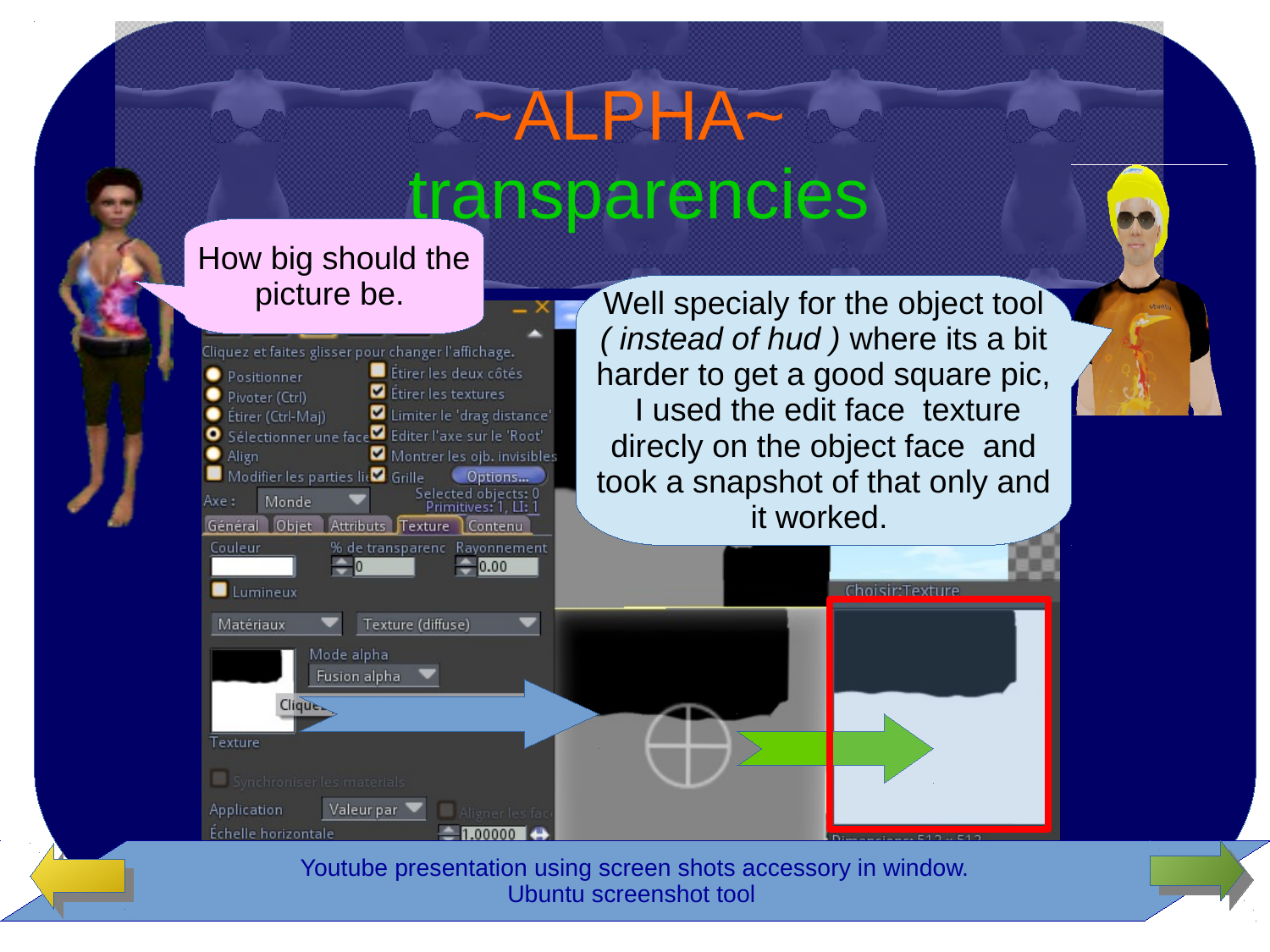# ~ALPHA~

## transparencies

How big should the picture be.

Well specialy for the object tool ( *instead of hud* ) where its a bit harder to get a good square pic, I used the edit face texture direcly on the object face and took a snapshot of that only and it worked.

Youtube presentation using screen shots accessory in window.
Ubuntu screenshot tool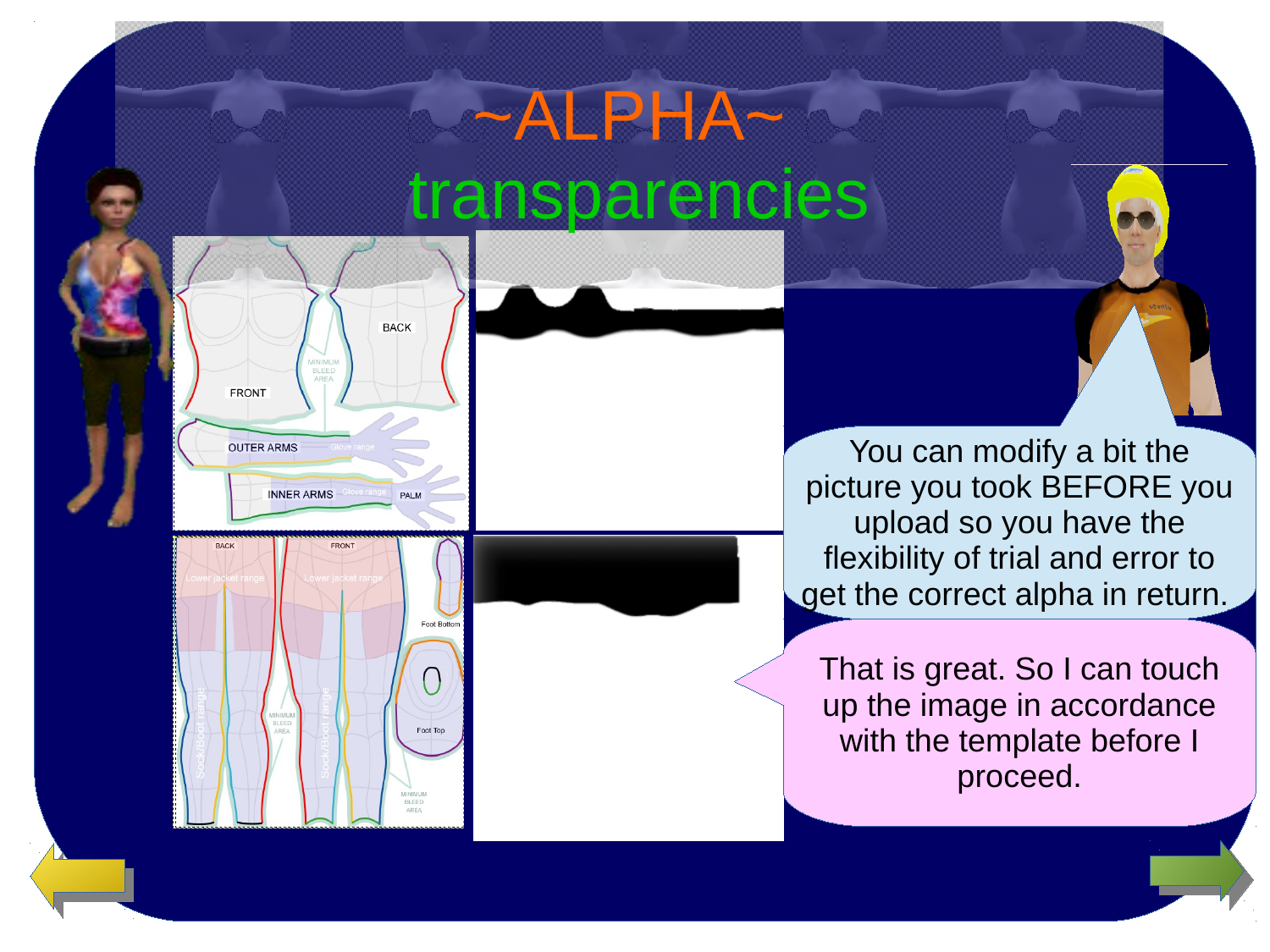# ~ALPHA~

## transparencies

You can modify a bit the picture you took BEFORE you upload so you have the flexibility of trial and error to get the correct alpha in return.

That is great. So I can touch up the image in accordance with the template before I proceed.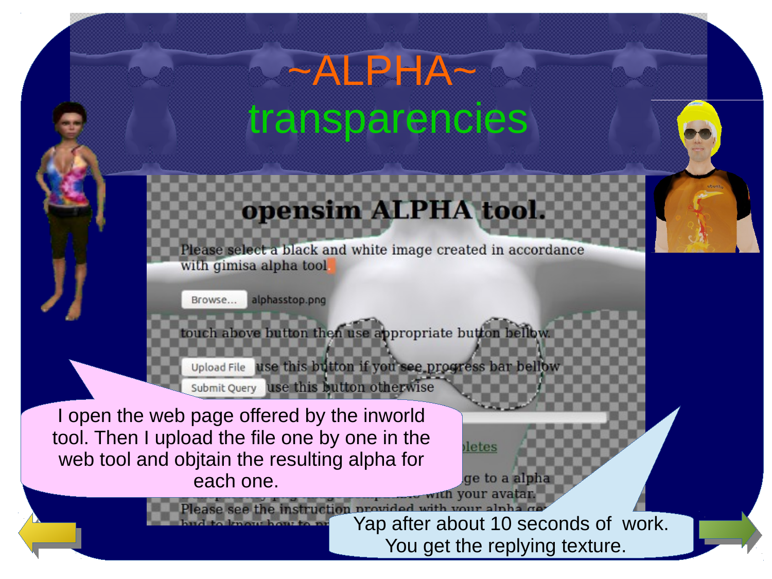# ~ALPHA~ transparencies

**opensim ALPHA tool.**

Please select a black and white image created in accordance with gimisa alpha tool.

Browse... alphasstop.png

touch above button then use appropriate button bellow.

Upload File use this button if you see progress bar bellow

Submit Query use this button otherwise

I open the web page offered by the inworld tool. Then I upload the file one by one in the web tool and objtain the resulting alpha for each one.

Yap after about 10 seconds of work. You get the replying texture.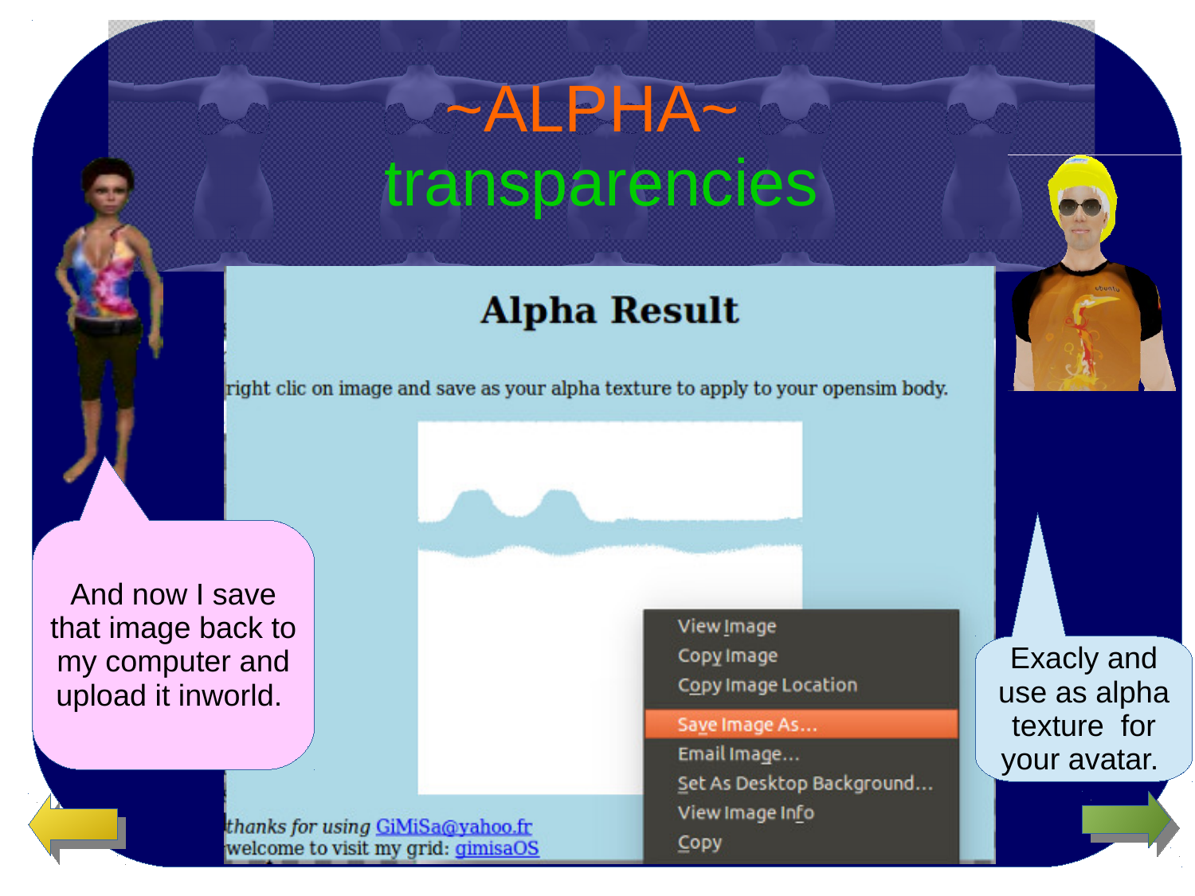# ~ALPHA~

## transparencies

### Alpha Result

right clic on image and save as your alpha texture to apply to your opensim body.

View Image
Copy Image
Copy Image Location
Save Image As...
Email Image...
Set As Desktop Background...
View Image Info
Copy

*thanks for using* GiMiSa@yahoo.fr
welcome to visit my grid: gimisaOS

And now I save that image back to my computer and upload it inworld.

Exacly and use as alpha texture for your avatar.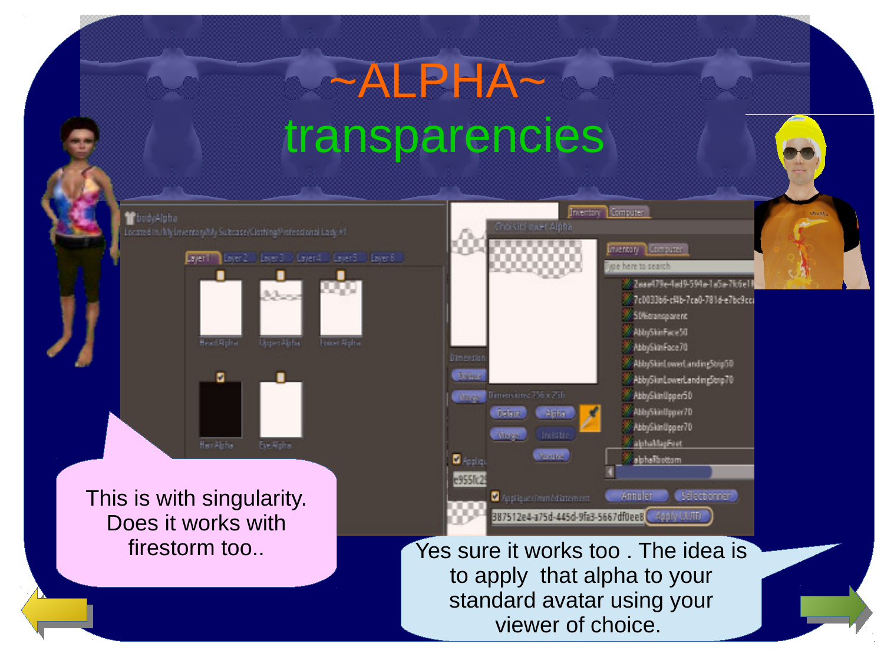# ~ALPHA~

## transparencies

This is with singularity. Does it works with firestorm too..

Yes sure it works too . The idea is to apply that alpha to your standard avatar using your viewer of choice.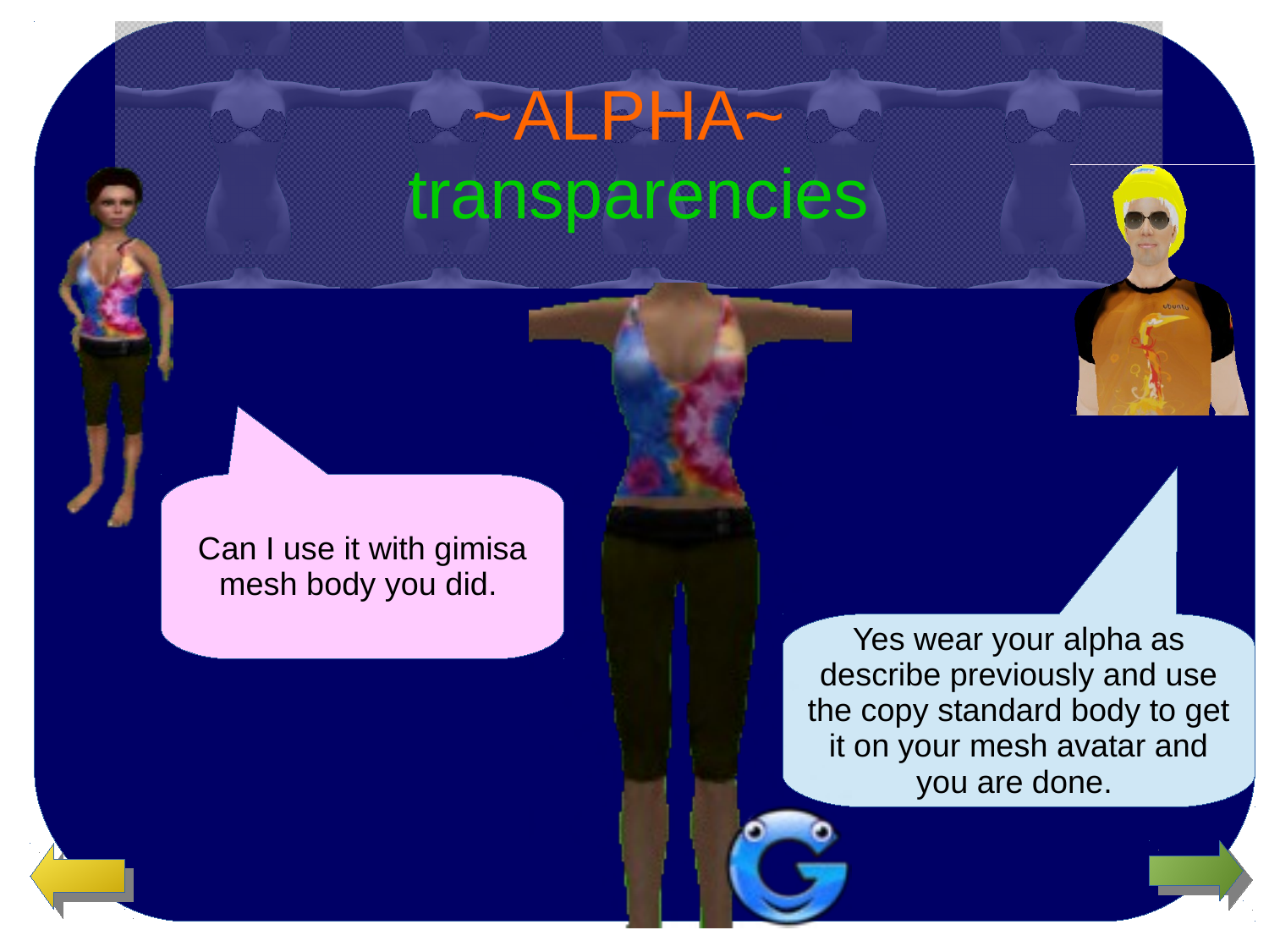# ~ALPHA~

## transparencies

Can I use it with gimisa mesh body you did.

Yes wear your alpha as describe previously and use the copy standard body to get it on your mesh avatar and you are done.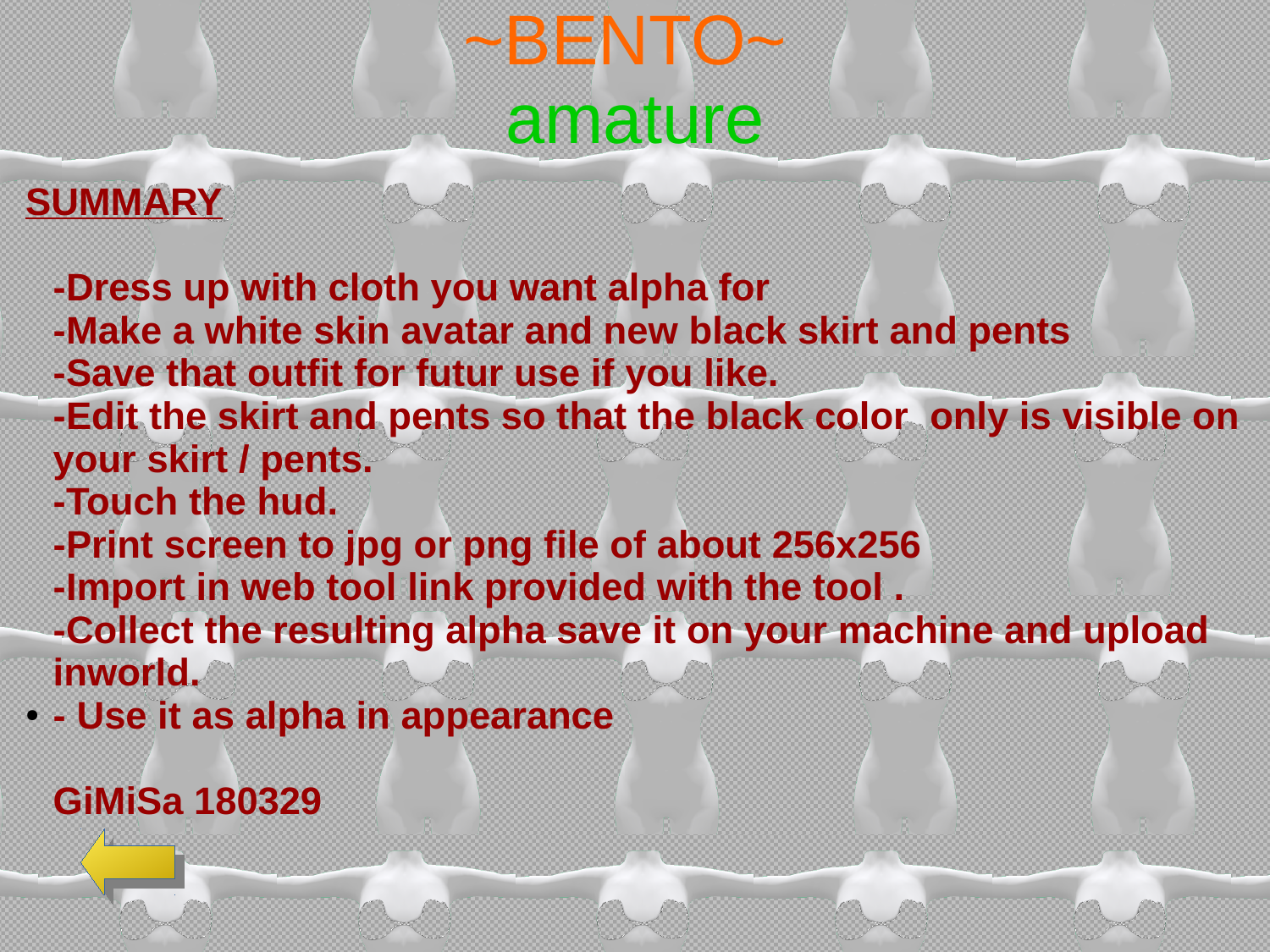# ~BENTO~
## amature

**SUMMARY**

**-Dress up with cloth you want alpha for**
**-Make a white skin avatar and new black skirt and pents**
**-Save that outfit for futur use if you like.**
**-Edit the skirt and pents so that the black color only is visible on your skirt / pents.**
**-Touch the hud.**
**-Print screen to jpg or png file of about 256x256**
**-Import in web tool link provided with the tool .**
**-Collect the resulting alpha save it on your machine and upload inworld.**

- **- Use it as alpha in appearance**

**GiMiSa 180329**